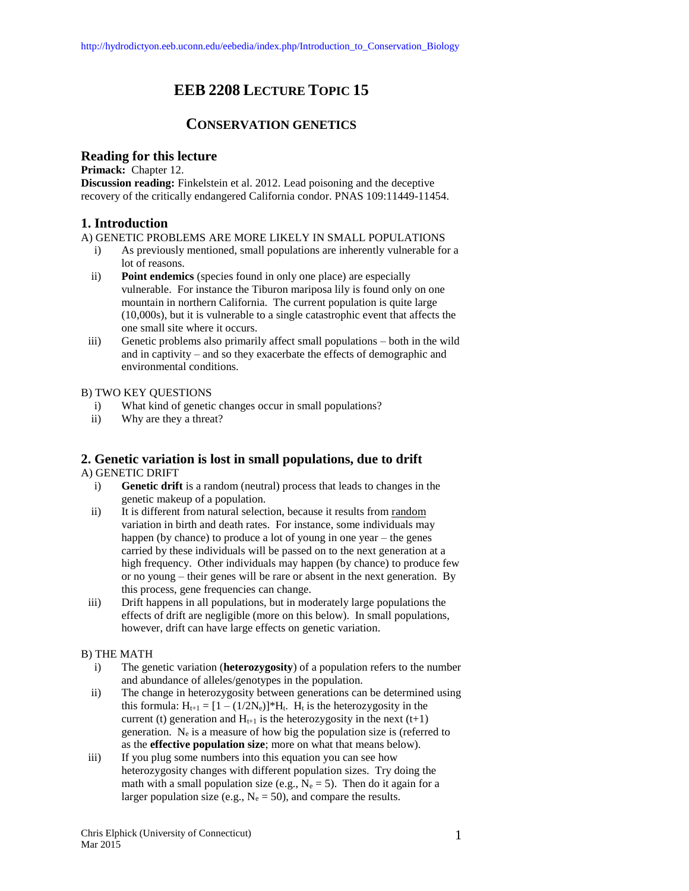http://hydrodictyon.eeb.uconn.edu/eebedia/index.php/Introduction_to_Conservation_Biology

# EEB 2208 LECTURE TOPIC 15

## CONSERVATION GENETICS

### Reading for this lecture

**Primack:** Chapter 12.
**Discussion reading:** Finkelstein et al. 2012. Lead poisoning and the deceptive recovery of the critically endangered California condor. PNAS 109:11449-11454.

### 1. Introduction

A) GENETIC PROBLEMS ARE MORE LIKELY IN SMALL POPULATIONS

- i) As previously mentioned, small populations are inherently vulnerable for a lot of reasons.
- ii) **Point endemics** (species found in only one place) are especially vulnerable. For instance the Tiburon mariposa lily is found only on one mountain in northern California. The current population is quite large (10,000s), but it is vulnerable to a single catastrophic event that affects the one small site where it occurs.
- iii) Genetic problems also primarily affect small populations – both in the wild and in captivity – and so they exacerbate the effects of demographic and environmental conditions.

B) TWO KEY QUESTIONS

- i) What kind of genetic changes occur in small populations?
- ii) Why are they a threat?

### 2. Genetic variation is lost in small populations, due to drift

A) GENETIC DRIFT

- i) **Genetic drift** is a random (neutral) process that leads to changes in the genetic makeup of a population.
- ii) It is different from natural selection, because it results from random variation in birth and death rates. For instance, some individuals may happen (by chance) to produce a lot of young in one year – the genes carried by these individuals will be passed on to the next generation at a high frequency. Other individuals may happen (by chance) to produce few or no young – their genes will be rare or absent in the next generation. By this process, gene frequencies can change.
- iii) Drift happens in all populations, but in moderately large populations the effects of drift are negligible (more on this below). In small populations, however, drift can have large effects on genetic variation.

B) THE MATH

- i) The genetic variation (**heterozygosity**) of a population refers to the number and abundance of alleles/genotypes in the population.
- ii) The change in heterozygosity between generations can be determined using this formula: $H_{t+1} = [1 - (1/2N_e)]*H_t$. $H_t$ is the heterozygosity in the current (t) generation and $H_{t+1}$ is the heterozygosity in the next (t+1) generation. $N_e$ is a measure of how big the population size is (referred to as the **effective population size**; more on what that means below).
- iii) If you plug some numbers into this equation you can see how heterozygosity changes with different population sizes. Try doing the math with a small population size (e.g., $N_e = 5$). Then do it again for a larger population size (e.g., $N_e = 50$), and compare the results.

Chris Elphick (University of Connecticut)
Mar 2015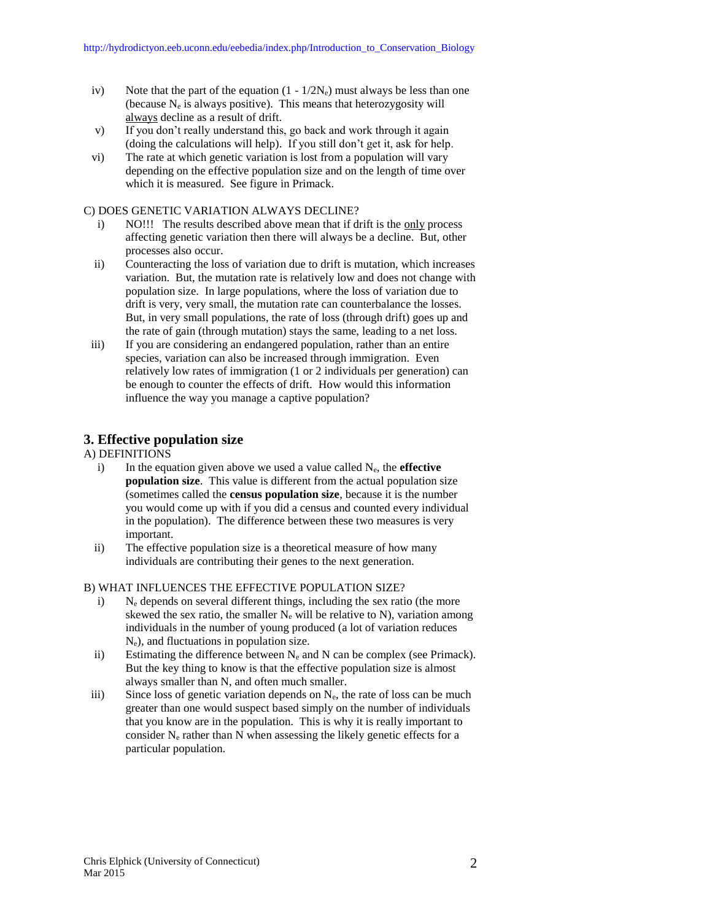iv) Note that the part of the equation $(1 - 1/2N_e)$ must always be less than one (because $N_e$ is always positive). This means that heterozygosity will always decline as a result of drift.

v) If you don't really understand this, go back and work through it again (doing the calculations will help). If you still don't get it, ask for help.

vi) The rate at which genetic variation is lost from a population will vary depending on the effective population size and on the length of time over which it is measured. See figure in Primack.

C) DOES GENETIC VARIATION ALWAYS DECLINE?

i) NO!!! The results described above mean that if drift is the only process affecting genetic variation then there will always be a decline. But, other processes also occur.

ii) Counteracting the loss of variation due to drift is mutation, which increases variation. But, the mutation rate is relatively low and does not change with population size. In large populations, where the loss of variation due to drift is very, very small, the mutation rate can counterbalance the losses. But, in very small populations, the rate of loss (through drift) goes up and the rate of gain (through mutation) stays the same, leading to a net loss.

iii) If you are considering an endangered population, rather than an entire species, variation can also be increased through immigration. Even relatively low rates of immigration (1 or 2 individuals per generation) can be enough to counter the effects of drift. How would this information influence the way you manage a captive population?

## 3. Effective population size

A) DEFINITIONS

i) In the equation given above we used a value called $N_e$, the **effective population size**. This value is different from the actual population size (sometimes called the **census population size**, because it is the number you would come up with if you did a census and counted every individual in the population). The difference between these two measures is very important.

ii) The effective population size is a theoretical measure of how many individuals are contributing their genes to the next generation.

B) WHAT INFLUENCES THE EFFECTIVE POPULATION SIZE?

i) $N_e$ depends on several different things, including the sex ratio (the more skewed the sex ratio, the smaller $N_e$ will be relative to N), variation among individuals in the number of young produced (a lot of variation reduces $N_e$), and fluctuations in population size.

ii) Estimating the difference between $N_e$ and N can be complex (see Primack). But the key thing to know is that the effective population size is almost always smaller than N, and often much smaller.

iii) Since loss of genetic variation depends on $N_e$, the rate of loss can be much greater than one would suspect based simply on the number of individuals that you know are in the population. This is why it is really important to consider $N_e$ rather than N when assessing the likely genetic effects for a particular population.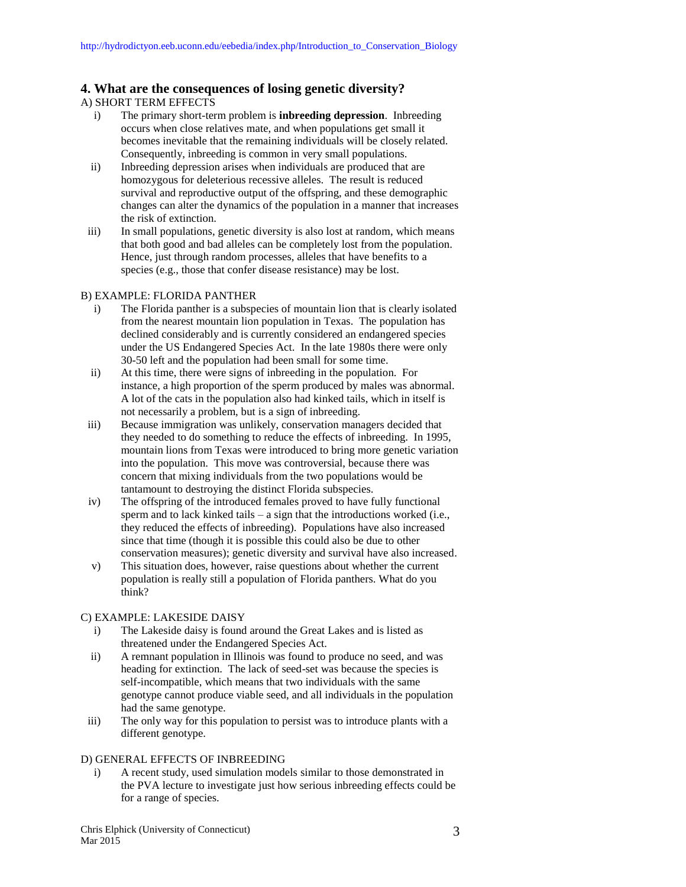## 4. What are the consequences of losing genetic diversity?

A) SHORT TERM EFFECTS

- i) The primary short-term problem is **inbreeding depression**. Inbreeding occurs when close relatives mate, and when populations get small it becomes inevitable that the remaining individuals will be closely related. Consequently, inbreeding is common in very small populations.
- ii) Inbreeding depression arises when individuals are produced that are homozygous for deleterious recessive alleles. The result is reduced survival and reproductive output of the offspring, and these demographic changes can alter the dynamics of the population in a manner that increases the risk of extinction.
- iii) In small populations, genetic diversity is also lost at random, which means that both good and bad alleles can be completely lost from the population. Hence, just through random processes, alleles that have benefits to a species (e.g., those that confer disease resistance) may be lost.

B) EXAMPLE: FLORIDA PANTHER

- i) The Florida panther is a subspecies of mountain lion that is clearly isolated from the nearest mountain lion population in Texas. The population has declined considerably and is currently considered an endangered species under the US Endangered Species Act. In the late 1980s there were only 30-50 left and the population had been small for some time.
- ii) At this time, there were signs of inbreeding in the population. For instance, a high proportion of the sperm produced by males was abnormal. A lot of the cats in the population also had kinked tails, which in itself is not necessarily a problem, but is a sign of inbreeding.
- iii) Because immigration was unlikely, conservation managers decided that they needed to do something to reduce the effects of inbreeding. In 1995, mountain lions from Texas were introduced to bring more genetic variation into the population. This move was controversial, because there was concern that mixing individuals from the two populations would be tantamount to destroying the distinct Florida subspecies.
- iv) The offspring of the introduced females proved to have fully functional sperm and to lack kinked tails – a sign that the introductions worked (i.e., they reduced the effects of inbreeding). Populations have also increased since that time (though it is possible this could also be due to other conservation measures); genetic diversity and survival have also increased.
- v) This situation does, however, raise questions about whether the current population is really still a population of Florida panthers. What do you think?

C) EXAMPLE: LAKESIDE DAISY

- i) The Lakeside daisy is found around the Great Lakes and is listed as threatened under the Endangered Species Act.
- ii) A remnant population in Illinois was found to produce no seed, and was heading for extinction. The lack of seed-set was because the species is self-incompatible, which means that two individuals with the same genotype cannot produce viable seed, and all individuals in the population had the same genotype.
- iii) The only way for this population to persist was to introduce plants with a different genotype.

D) GENERAL EFFECTS OF INBREEDING

- i) A recent study, used simulation models similar to those demonstrated in the PVA lecture to investigate just how serious inbreeding effects could be for a range of species.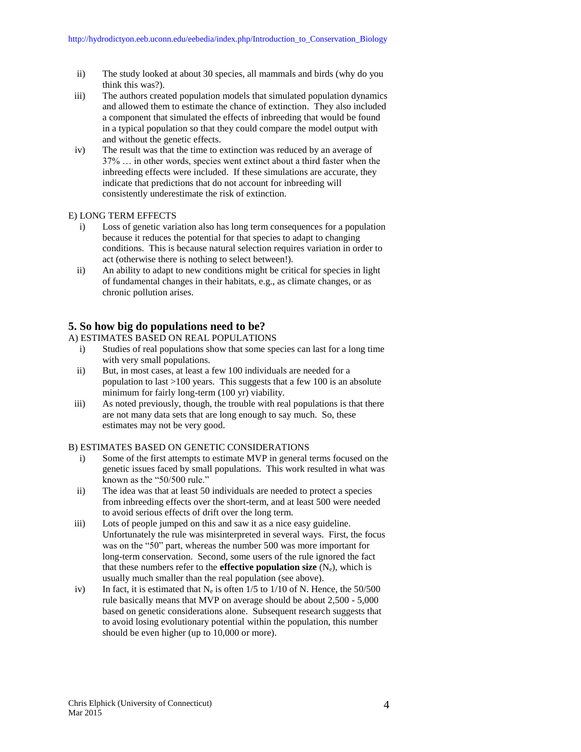ii) The study looked at about 30 species, all mammals and birds (why do you think this was?).

iii) The authors created population models that simulated population dynamics and allowed them to estimate the chance of extinction. They also included a component that simulated the effects of inbreeding that would be found in a typical population so that they could compare the model output with and without the genetic effects.

iv) The result was that the time to extinction was reduced by an average of 37% … in other words, species went extinct about a third faster when the inbreeding effects were included. If these simulations are accurate, they indicate that predictions that do not account for inbreeding will consistently underestimate the risk of extinction.

E) LONG TERM EFFECTS

i) Loss of genetic variation also has long term consequences for a population because it reduces the potential for that species to adapt to changing conditions. This is because natural selection requires variation in order to act (otherwise there is nothing to select between!).

ii) An ability to adapt to new conditions might be critical for species in light of fundamental changes in their habitats, e.g., as climate changes, or as chronic pollution arises.

## 5. So how big do populations need to be?

A) ESTIMATES BASED ON REAL POPULATIONS

i) Studies of real populations show that some species can last for a long time with very small populations.

ii) But, in most cases, at least a few 100 individuals are needed for a population to last >100 years. This suggests that a few 100 is an absolute minimum for fairly long-term (100 yr) viability.

iii) As noted previously, though, the trouble with real populations is that there are not many data sets that are long enough to say much. So, these estimates may not be very good.

B) ESTIMATES BASED ON GENETIC CONSIDERATIONS

i) Some of the first attempts to estimate MVP in general terms focused on the genetic issues faced by small populations. This work resulted in what was known as the "50/500 rule."

ii) The idea was that at least 50 individuals are needed to protect a species from inbreeding effects over the short-term, and at least 500 were needed to avoid serious effects of drift over the long term.

iii) Lots of people jumped on this and saw it as a nice easy guideline. Unfortunately the rule was misinterpreted in several ways. First, the focus was on the "50" part, whereas the number 500 was more important for long-term conservation. Second, some users of the rule ignored the fact that these numbers refer to the **effective population size** ($N_e$), which is usually much smaller than the real population (see above).

iv) In fact, it is estimated that $N_e$ is often 1/5 to 1/10 of N. Hence, the 50/500 rule basically means that MVP on average should be about 2,500 - 5,000 based on genetic considerations alone. Subsequent research suggests that to avoid losing evolutionary potential within the population, this number should be even higher (up to 10,000 or more).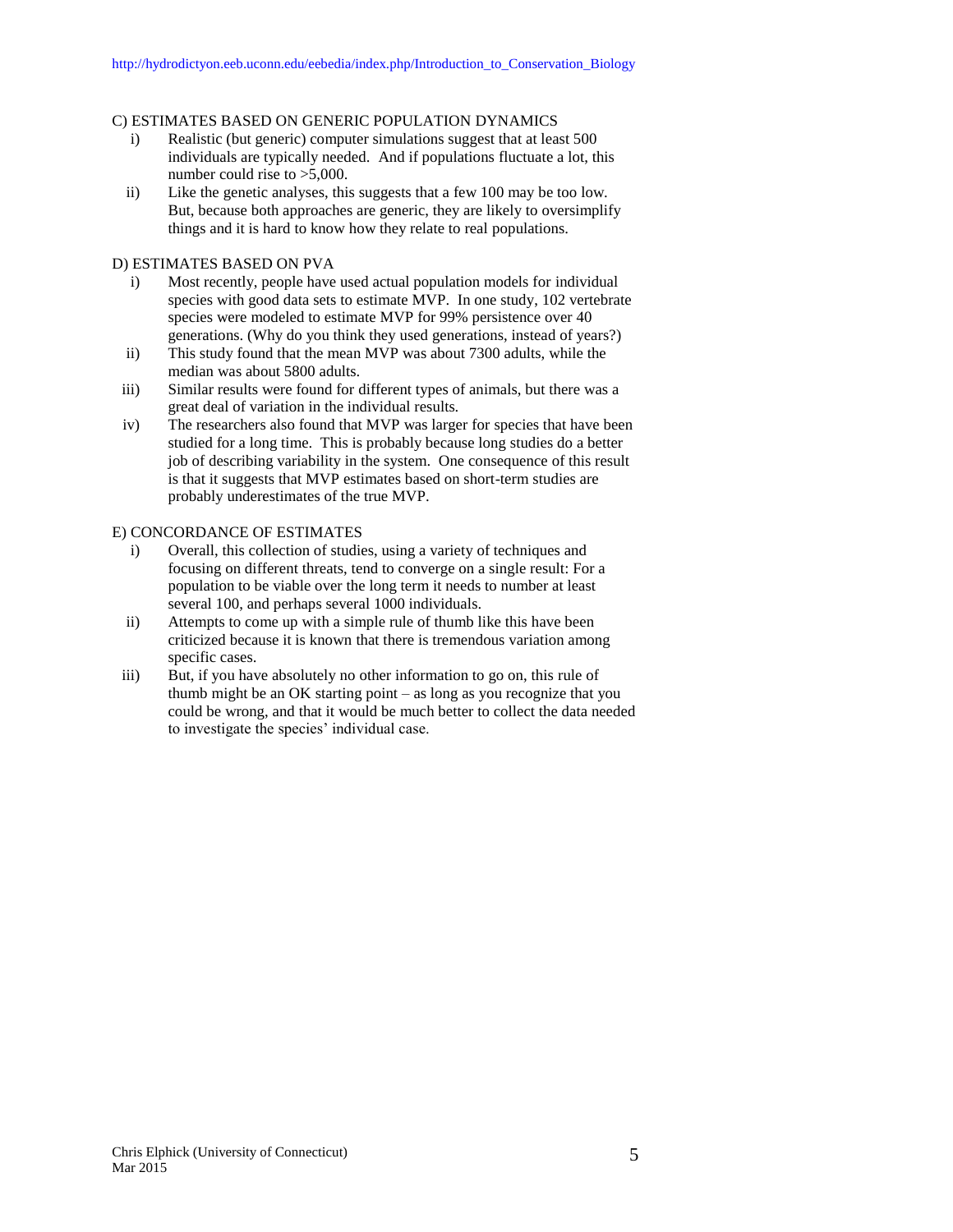C) ESTIMATES BASED ON GENERIC POPULATION DYNAMICS

i) Realistic (but generic) computer simulations suggest that at least 500 individuals are typically needed. And if populations fluctuate a lot, this number could rise to >5,000.

ii) Like the genetic analyses, this suggests that a few 100 may be too low. But, because both approaches are generic, they are likely to oversimplify things and it is hard to know how they relate to real populations.

D) ESTIMATES BASED ON PVA

i) Most recently, people have used actual population models for individual species with good data sets to estimate MVP. In one study, 102 vertebrate species were modeled to estimate MVP for 99% persistence over 40 generations. (Why do you think they used generations, instead of years?)

ii) This study found that the mean MVP was about 7300 adults, while the median was about 5800 adults.

iii) Similar results were found for different types of animals, but there was a great deal of variation in the individual results.

iv) The researchers also found that MVP was larger for species that have been studied for a long time. This is probably because long studies do a better job of describing variability in the system. One consequence of this result is that it suggests that MVP estimates based on short-term studies are probably underestimates of the true MVP.

E) CONCORDANCE OF ESTIMATES

i) Overall, this collection of studies, using a variety of techniques and focusing on different threats, tend to converge on a single result: For a population to be viable over the long term it needs to number at least several 100, and perhaps several 1000 individuals.

ii) Attempts to come up with a simple rule of thumb like this have been criticized because it is known that there is tremendous variation among specific cases.

iii) But, if you have absolutely no other information to go on, this rule of thumb might be an OK starting point – as long as you recognize that you could be wrong, and that it would be much better to collect the data needed to investigate the species' individual case.